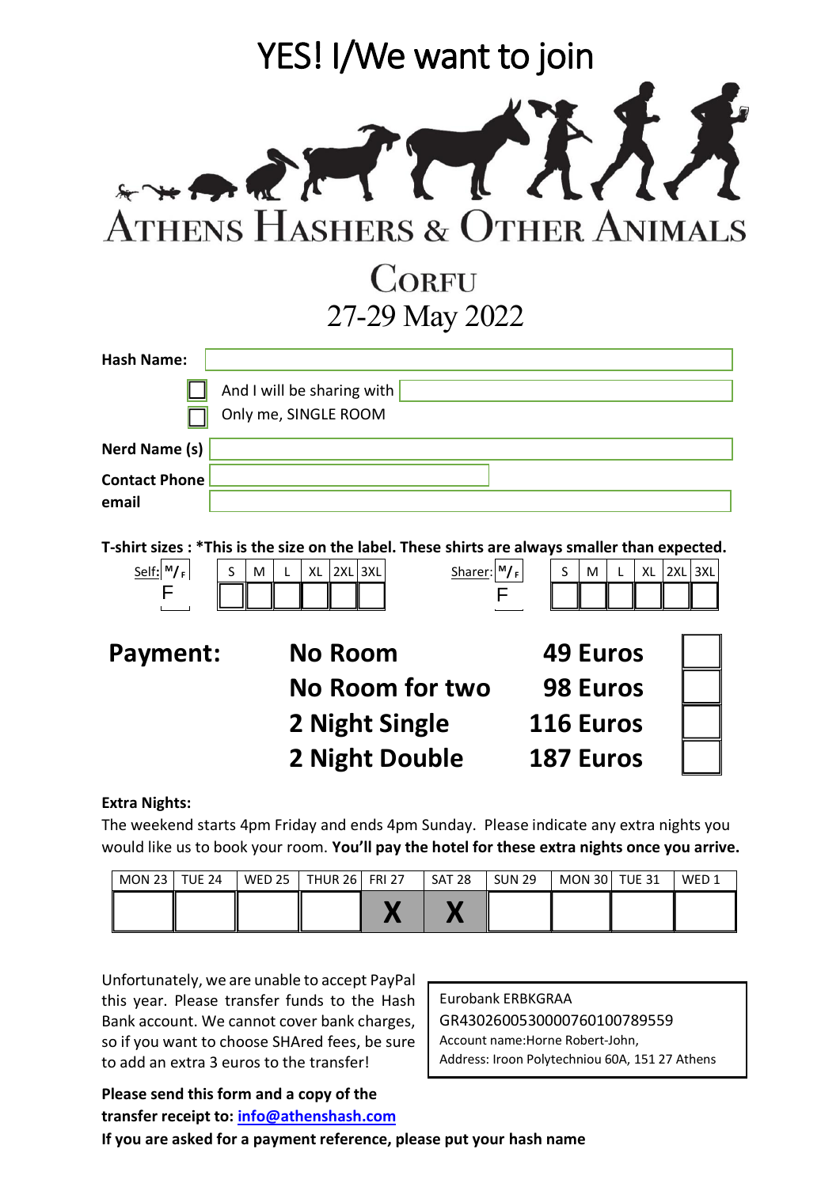# YES! I/We want to join

# ATHENS HASHERS & OTHER ANIMALS

## CORFU

## 27-29 May 2022

**Hash Name:** ______________________

☐ And I will be sharing with ______________________

☐ Only me, SINGLE ROOM

**Nerd Name (s)** ______________________

**Contact Phone** ______________________

**email** ______________________

**T-shirt sizes : *This is the size on the label. These shirts are always smaller than expected.**

| Self: M/F | S | M | L | XL | 2XL | 3XL |
|---|---|---|---|---|---|---|
| F | | | | | | |

| Sharer: M/F | S | M | L | XL | 2XL | 3XL |
|---|---|---|---|---|---|---|
| F | | | | | | |

**Payment:**

| | | |
|---|---|---|
| **No Room** | **49 Euros** | ☐ |
| **No Room for two** | **98 Euros** | ☐ |
| **2 Night Single** | **116 Euros** | ☐ |
| **2 Night Double** | **187 Euros** | ☐ |

**Extra Nights:**

The weekend starts 4pm Friday and ends 4pm Sunday. Please indicate any extra nights you would like us to book your room. **You'll pay the hotel for these extra nights once you arrive.**

| MON 23 | TUE 24 | WED 25 | THUR 26 | FRI 27 | SAT 28 | SUN 29 | MON 30 | TUE 31 | WED 1 |
|---|---|---|---|---|---|---|---|---|---|
| | | | | X | X | | | | |

Unfortunately, we are unable to accept PayPal this year. Please transfer funds to the Hash Bank account. We cannot cover bank charges, so if you want to choose SHAred fees, be sure to add an extra 3 euros to the transfer!

Eurobank ERBKGRAA
GR4302600530000760100789559
Account name:Horne Robert-John,
Address: Iroon Polytechniou 60A, 151 27 Athens

**Please send this form and a copy of the transfer receipt to: [info@athenshash.com](mailto:info@athenshash.com)**

**If you are asked for a payment reference, please put your hash name**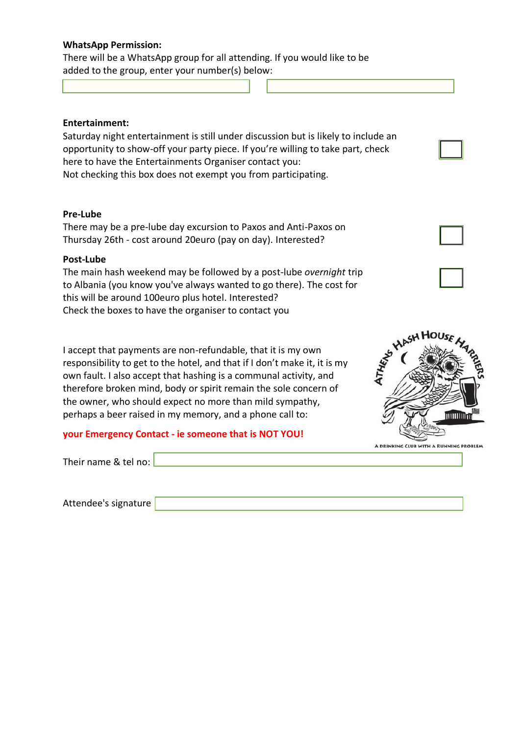**WhatsApp Permission:**
There will be a WhatsApp group for all attending. If you would like to be added to the group, enter your number(s) below:

**Entertainment:**
Saturday night entertainment is still under discussion but is likely to include an opportunity to show-off your party piece. If you're willing to take part, check here to have the Entertainments Organiser contact you:
Not checking this box does not exempt you from participating.

**Pre-Lube**
There may be a pre-lube day excursion to Paxos and Anti-Paxos on Thursday 26th - cost around 20euro (pay on day). Interested?

**Post-Lube**
The main hash weekend may be followed by a post-lube *overnight* trip to Albania (you know you've always wanted to go there). The cost for this will be around 100euro plus hotel. Interested?
Check the boxes to have the organiser contact you

I accept that payments are non-refundable, that it is my own responsibility to get to the hotel, and that if I don't make it, it is my own fault. I also accept that hashing is a communal activity, and therefore broken mind, body or spirit remain the sole concern of the owner, who should expect no more than mild sympathy, perhaps a beer raised in my memory, and a phone call to:

**your Emergency Contact - ie someone that is NOT YOU!**

Their name & tel no:

Attendee's signature